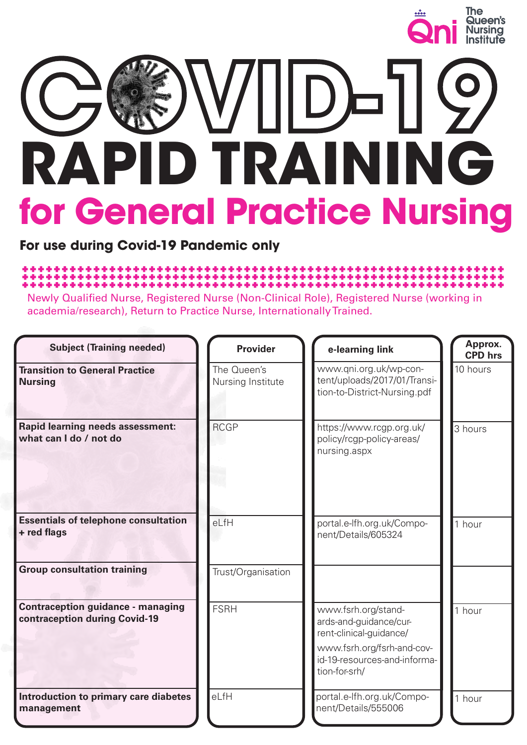# COVID-19 RAPID TRAINING

## for General Practice Nursing

**For use during Covid-19 Pandemic only**

Newly Qualified Nurse, Registered Nurse (Non-Clinical Role), Registered Nurse (working in academia/research), Return to Practice Nurse, Internationally Trained.

| Subject (Training needed) | Provider | e-learning link | Approx. CPD hrs |
|---|---|---|---|
| **Transition to General Practice Nursing** | The Queen's Nursing Institute | www.qni.org.uk/wp-content/uploads/2017/01/Transition-to-District-Nursing.pdf | 10 hours |
| **Rapid learning needs assessment: what can I do / not do** | RCGP | https://www.rcgp.org.uk/policy/rcgp-policy-areas/nursing.aspx | 3 hours |
| **Essentials of telephone consultation + red flags** | eLfH | portal.e-lfh.org.uk/Component/Details/605324 | 1 hour |
| **Group consultation training** | Trust/Organisation | | |
| **Contraception guidance - managing contraception during Covid-19** | FSRH | www.fsrh.org/standards-and-guidance/current-clinical-guidance/ www.fsrh.org/fsrh-and-covid-19-resources-and-information-for-srh/ | 1 hour |
| **Introduction to primary care diabetes management** | eLfH | portal.e-lfh.org.uk/Component/Details/555006 | 1 hour |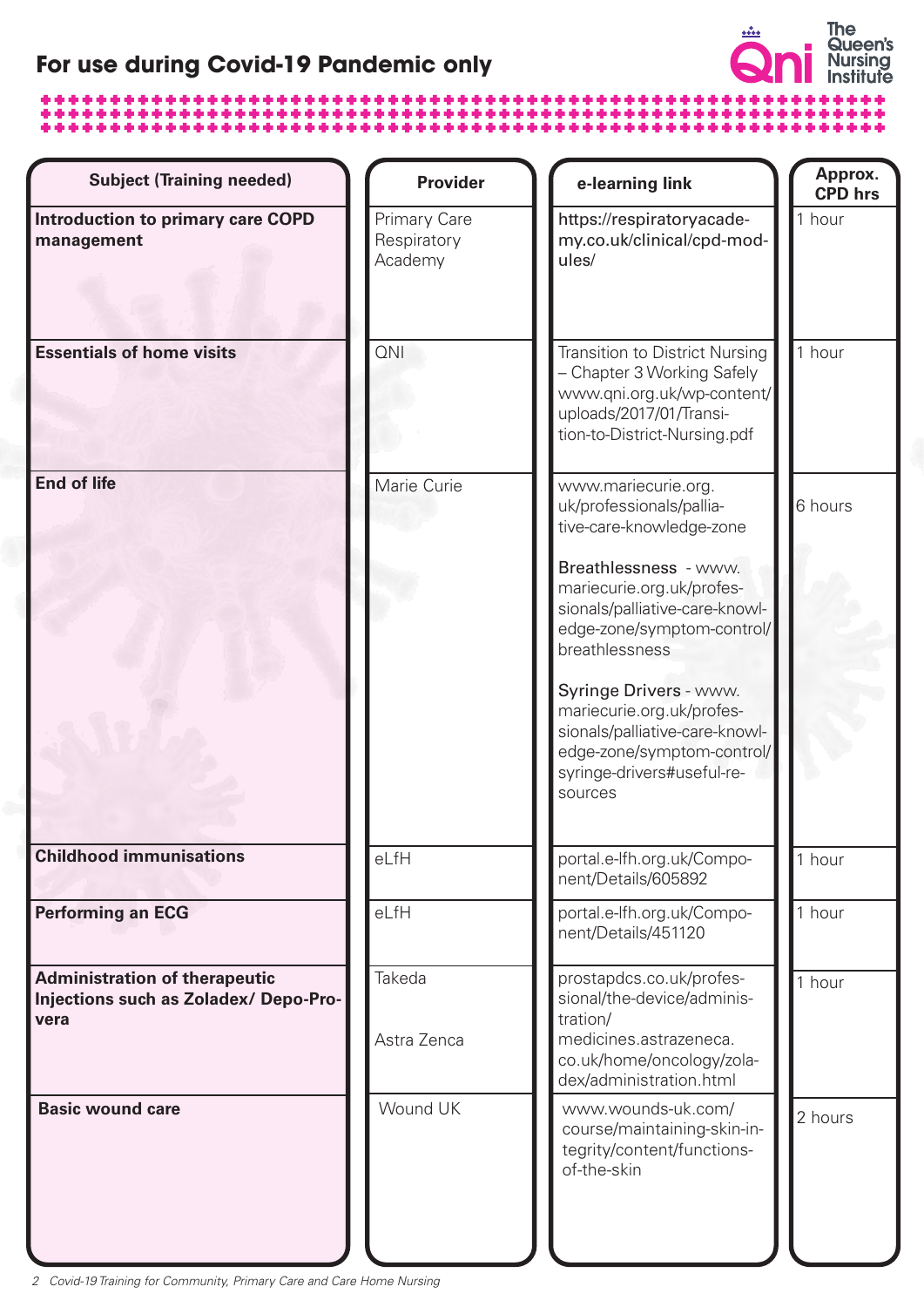## For use during Covid-19 Pandemic only

| Subject (Training needed) | Provider | e-learning link | Approx. CPD hrs |
|---|---|---|---|
| **Introduction to primary care COPD management** | Primary Care Respiratory Academy | https://respiratoryacademy.co.uk/clinical/cpd-modules/ | 1 hour |
| **Essentials of home visits** | QNI | Transition to District Nursing – Chapter 3 Working Safely www.qni.org.uk/wp-content/uploads/2017/01/Transition-to-District-Nursing.pdf | 1 hour |
| **End of life** | Marie Curie | www.mariecurie.org.uk/professionals/palliative-care-knowledge-zone<br><br>Breathlessness - www.mariecurie.org.uk/professionals/palliative-care-knowledge-zone/symptom-control/breathlessness<br><br>Syringe Drivers - www.mariecurie.org.uk/professionals/palliative-care-knowledge-zone/symptom-control/syringe-drivers#useful-resources | 6 hours |
| **Childhood immunisations** | eLfH | portal.e-lfh.org.uk/Component/Details/605892 | 1 hour |
| **Performing an ECG** | eLfH | portal.e-lfh.org.uk/Component/Details/451120 | 1 hour |
| **Administration of therapeutic Injections such as Zoladex/ Depo-Provera** | Takeda<br><br>Astra Zenca | prostapdcs.co.uk/professional/the-device/administration/<br>medicines.astrazeneca.co.uk/home/oncology/zoladex/administration.html | 1 hour |
| **Basic wound care** | Wound UK | www.wounds-uk.com/course/maintaining-skin-integrity/content/functions-of-the-skin | 2 hours |

*Covid-19 Training for Community, Primary Care and Care Home Nursing*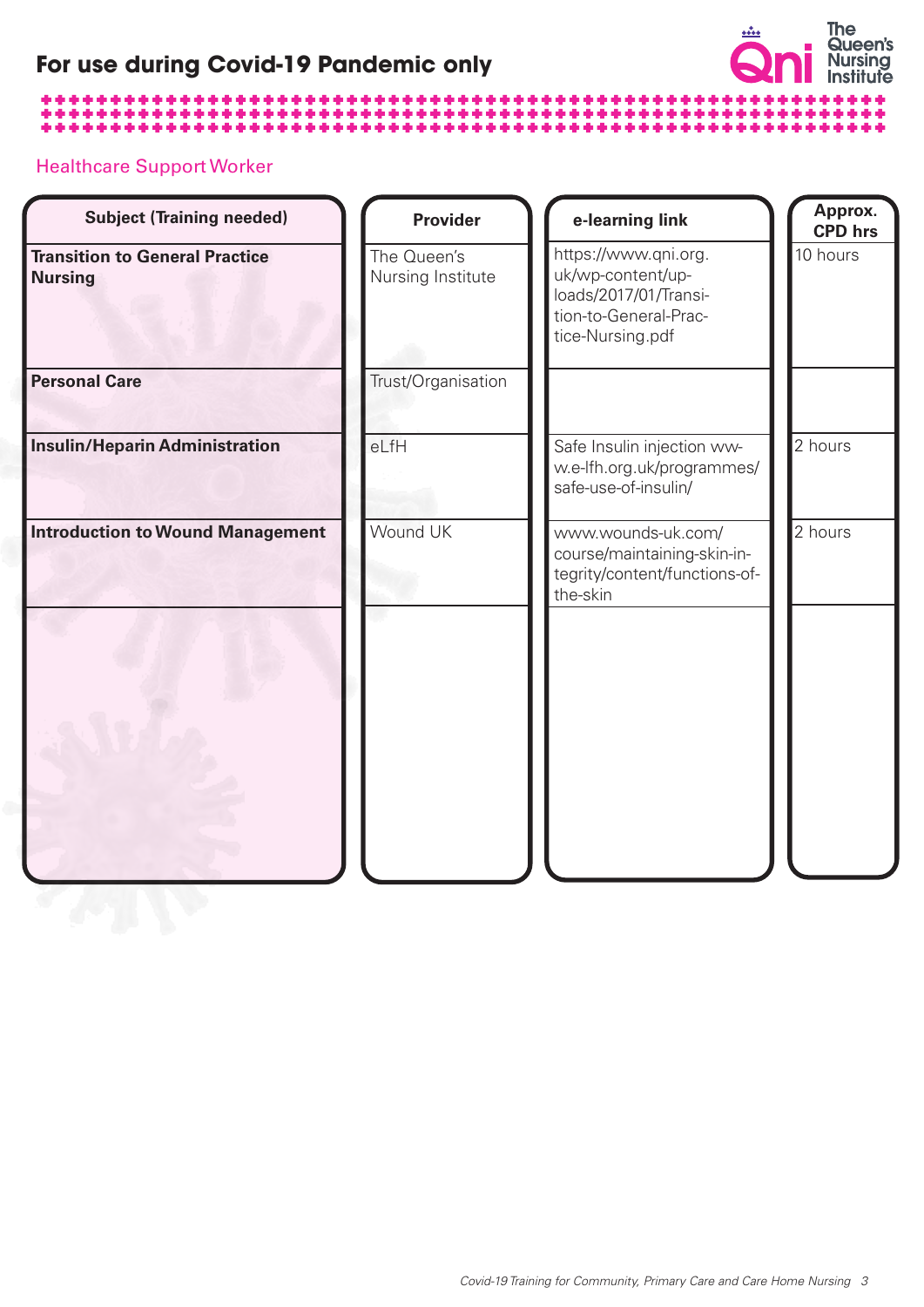# For use during Covid-19 Pandemic only

Healthcare Support Worker

| Subject (Training needed) | Provider | e-learning link | Approx. CPD hrs |
|---|---|---|---|
| **Transition to General Practice Nursing** | The Queen's Nursing Institute | https://www.qni.org.uk/wp-content/uploads/2017/01/Transition-to-General-Practice-Nursing.pdf | 10 hours |
| **Personal Care** | Trust/Organisation | | |
| **Insulin/Heparin Administration** | eLfH | Safe Insulin injection www.e-lfh.org.uk/programmes/safe-use-of-insulin/ | 2 hours |
| **Introduction to Wound Management** | Wound UK | www.wounds-uk.com/course/maintaining-skin-integrity/content/functions-of-the-skin | 2 hours |